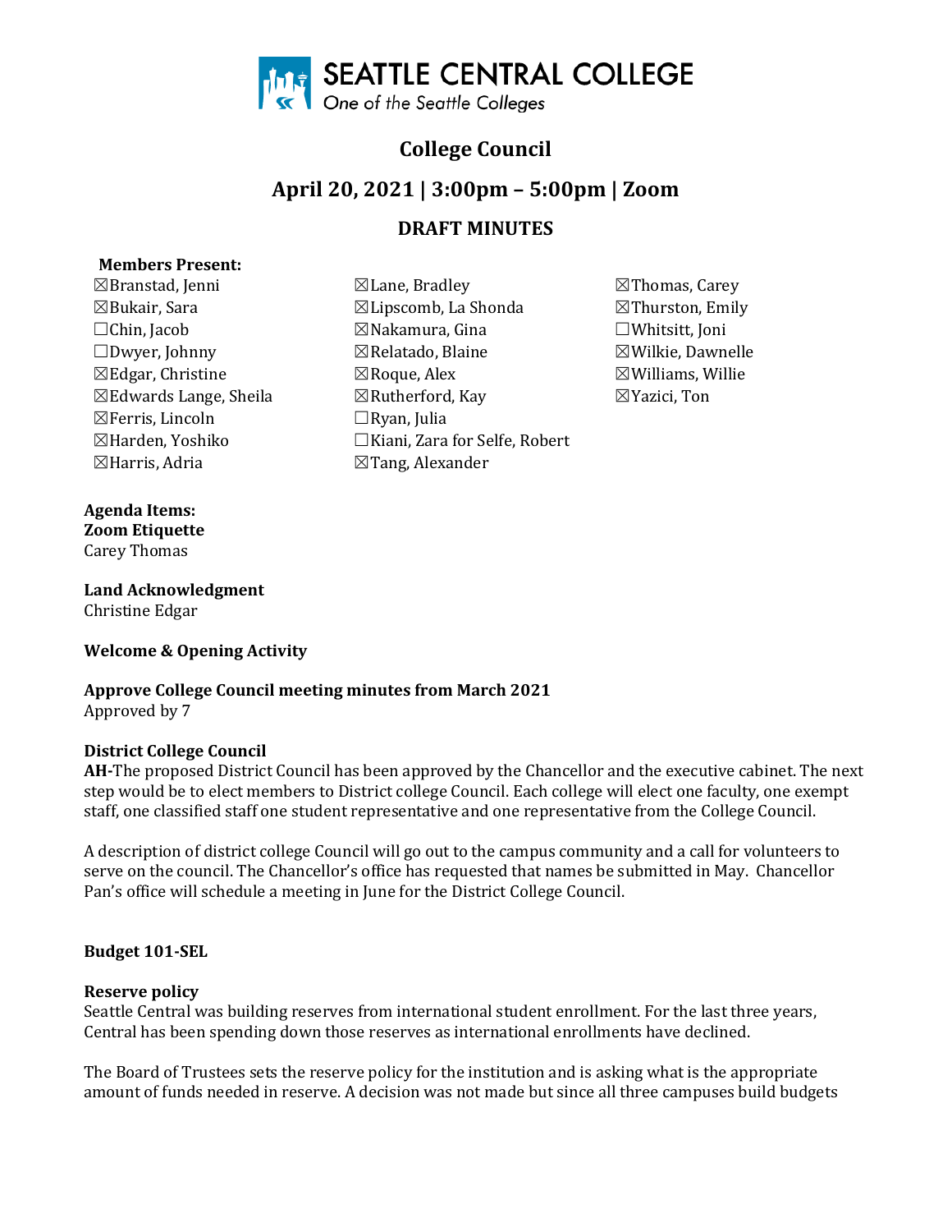# College Council

## April 20, 2021 | 3:00pm – 5:00pm | Zoom

## DRAFT MINUTES

**Members Present:**

☒Branstad, Jenni
☒Bukair, Sara
☐Chin, Jacob
☐Dwyer, Johnny
☒Edgar, Christine
☒Edwards Lange, Sheila
☒Ferris, Lincoln
☒Harden, Yoshiko
☒Harris, Adria
☒Lane, Bradley
☒Lipscomb, La Shonda
☒Nakamura, Gina
☒Relatado, Blaine
☒Roque, Alex
☒Rutherford, Kay
☐Ryan, Julia
☐Kiani, Zara for Selfe, Robert
☒Tang, Alexander
☒Thomas, Carey
☒Thurston, Emily
☐Whitsitt, Joni
☒Wilkie, Dawnelle
☒Williams, Willie
☒Yazici, Ton

**Agenda Items:**

**Zoom Etiquette**
Carey Thomas

**Land Acknowledgment**
Christine Edgar

**Welcome & Opening Activity**

**Approve College Council meeting minutes from March 2021**
Approved by 7

**District College Council**
**AH-**The proposed District Council has been approved by the Chancellor and the executive cabinet. The next step would be to elect members to District college Council. Each college will elect one faculty, one exempt staff, one classified staff one student representative and one representative from the College Council.

A description of district college Council will go out to the campus community and a call for volunteers to serve on the council. The Chancellor's office has requested that names be submitted in May. Chancellor Pan's office will schedule a meeting in June for the District College Council.

**Budget 101-SEL**

**Reserve policy**
Seattle Central was building reserves from international student enrollment. For the last three years, Central has been spending down those reserves as international enrollments have declined.

The Board of Trustees sets the reserve policy for the institution and is asking what is the appropriate amount of funds needed in reserve. A decision was not made but since all three campuses build budgets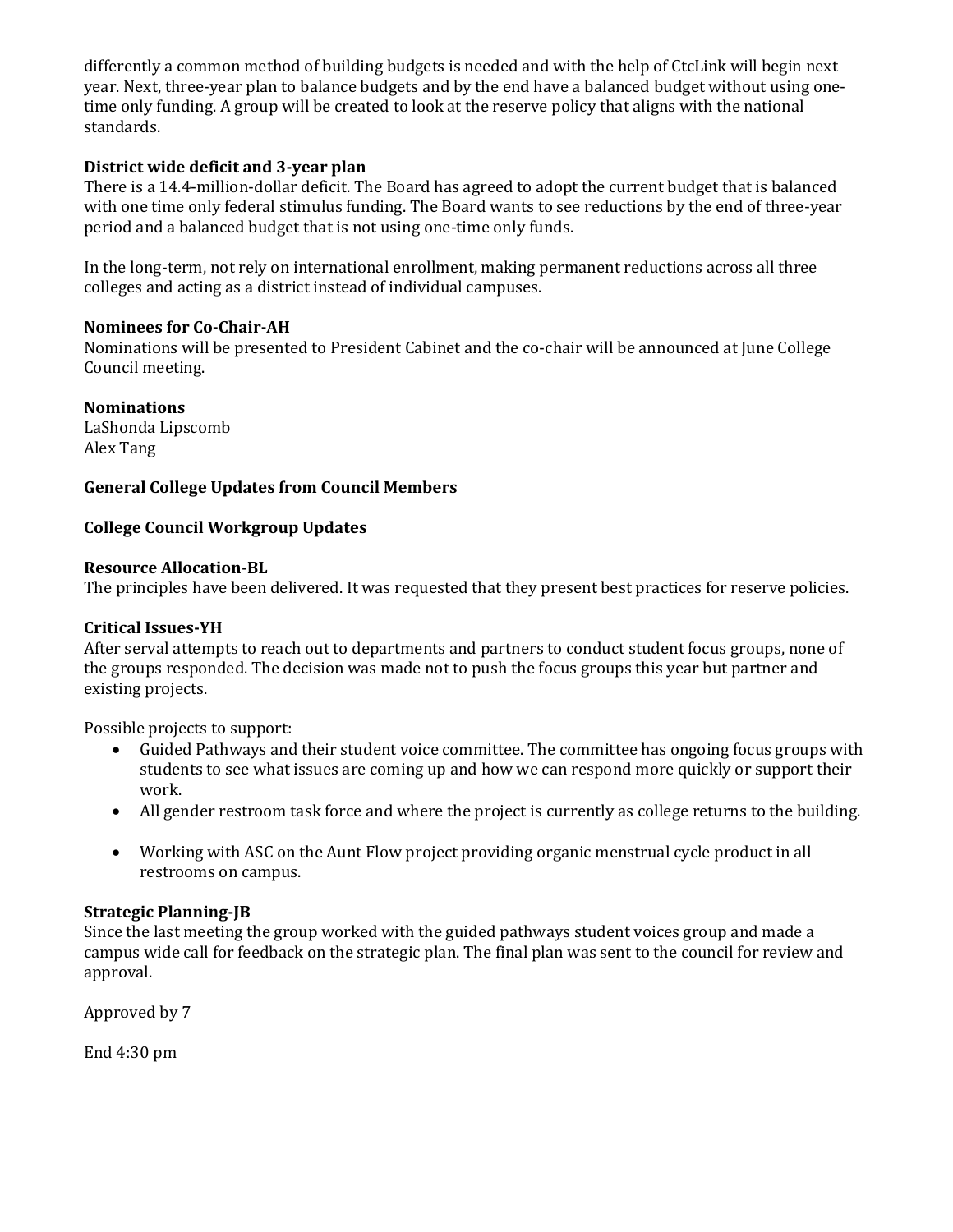differently a common method of building budgets is needed and with the help of CtcLink will begin next year. Next, three-year plan to balance budgets and by the end have a balanced budget without using one-time only funding. A group will be created to look at the reserve policy that aligns with the national standards.

**District wide deficit and 3-year plan**

There is a 14.4-million-dollar deficit. The Board has agreed to adopt the current budget that is balanced with one time only federal stimulus funding. The Board wants to see reductions by the end of three-year period and a balanced budget that is not using one-time only funds.

In the long-term, not rely on international enrollment, making permanent reductions across all three colleges and acting as a district instead of individual campuses.

**Nominees for Co-Chair-AH**

Nominations will be presented to President Cabinet and the co-chair will be announced at June College Council meeting.

**Nominations**

LaShonda Lipscomb
Alex Tang

**General College Updates from Council Members**

**College Council Workgroup Updates**

**Resource Allocation-BL**

The principles have been delivered. It was requested that they present best practices for reserve policies.

**Critical Issues-YH**

After serval attempts to reach out to departments and partners to conduct student focus groups, none of the groups responded. The decision was made not to push the focus groups this year but partner and existing projects.

Possible projects to support:

- Guided Pathways and their student voice committee. The committee has ongoing focus groups with students to see what issues are coming up and how we can respond more quickly or support their work.
- All gender restroom task force and where the project is currently as college returns to the building.
- Working with ASC on the Aunt Flow project providing organic menstrual cycle product in all restrooms on campus.

**Strategic Planning-JB**

Since the last meeting the group worked with the guided pathways student voices group and made a campus wide call for feedback on the strategic plan. The final plan was sent to the council for review and approval.

Approved by 7

End 4:30 pm